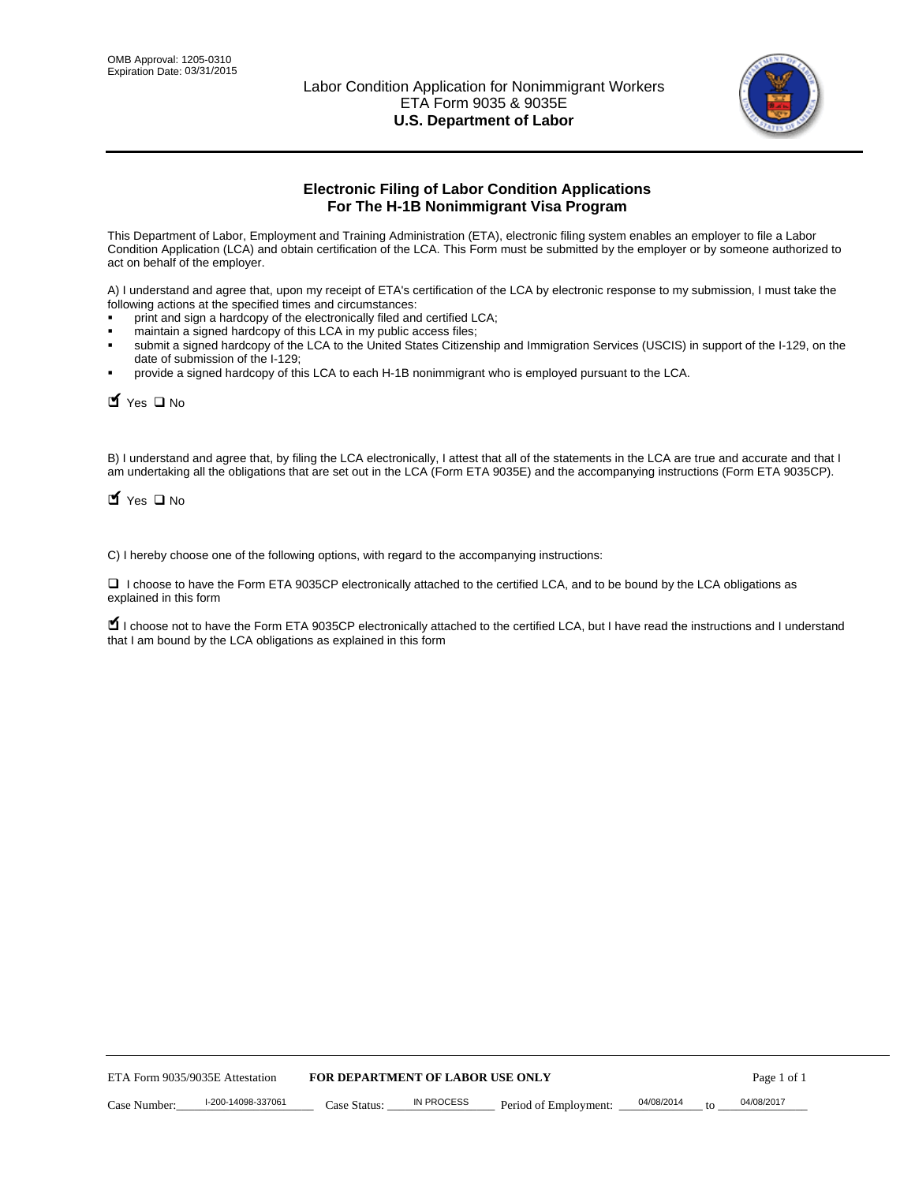OMB Approval: 1205-0310
Expiration Date: 03/31/2015

# Labor Condition Application for Nonimmigrant Workers
ETA Form 9035 & 9035E
**U.S. Department of Labor**

## Electronic Filing of Labor Condition Applications For The H-1B Nonimmigrant Visa Program

This Department of Labor, Employment and Training Administration (ETA), electronic filing system enables an employer to file a Labor Condition Application (LCA) and obtain certification of the LCA. This Form must be submitted by the employer or by someone authorized to act on behalf of the employer.

A) I understand and agree that, upon my receipt of ETA's certification of the LCA by electronic response to my submission, I must take the following actions at the specified times and circumstances:

- print and sign a hardcopy of the electronically filed and certified LCA;
- maintain a signed hardcopy of this LCA in my public access files;
- submit a signed hardcopy of the LCA to the United States Citizenship and Immigration Services (USCIS) in support of the I-129, on the date of submission of the I-129;
- provide a signed hardcopy of this LCA to each H-1B nonimmigrant who is employed pursuant to the LCA.

☑ Yes ☐ No

B) I understand and agree that, by filing the LCA electronically, I attest that all of the statements in the LCA are true and accurate and that I am undertaking all the obligations that are set out in the LCA (Form ETA 9035E) and the accompanying instructions (Form ETA 9035CP).

☑ Yes ☐ No

C) I hereby choose one of the following options, with regard to the accompanying instructions:

☐ I choose to have the Form ETA 9035CP electronically attached to the certified LCA, and to be bound by the LCA obligations as explained in this form

☑ I choose not to have the Form ETA 9035CP electronically attached to the certified LCA, but I have read the instructions and I understand that I am bound by the LCA obligations as explained in this form

ETA Form 9035/9035E Attestation **FOR DEPARTMENT OF LABOR USE ONLY**

Case Number: I-200-14098-337061 Case Status: IN PROCESS Period of Employment: 04/08/2014 to 04/08/2017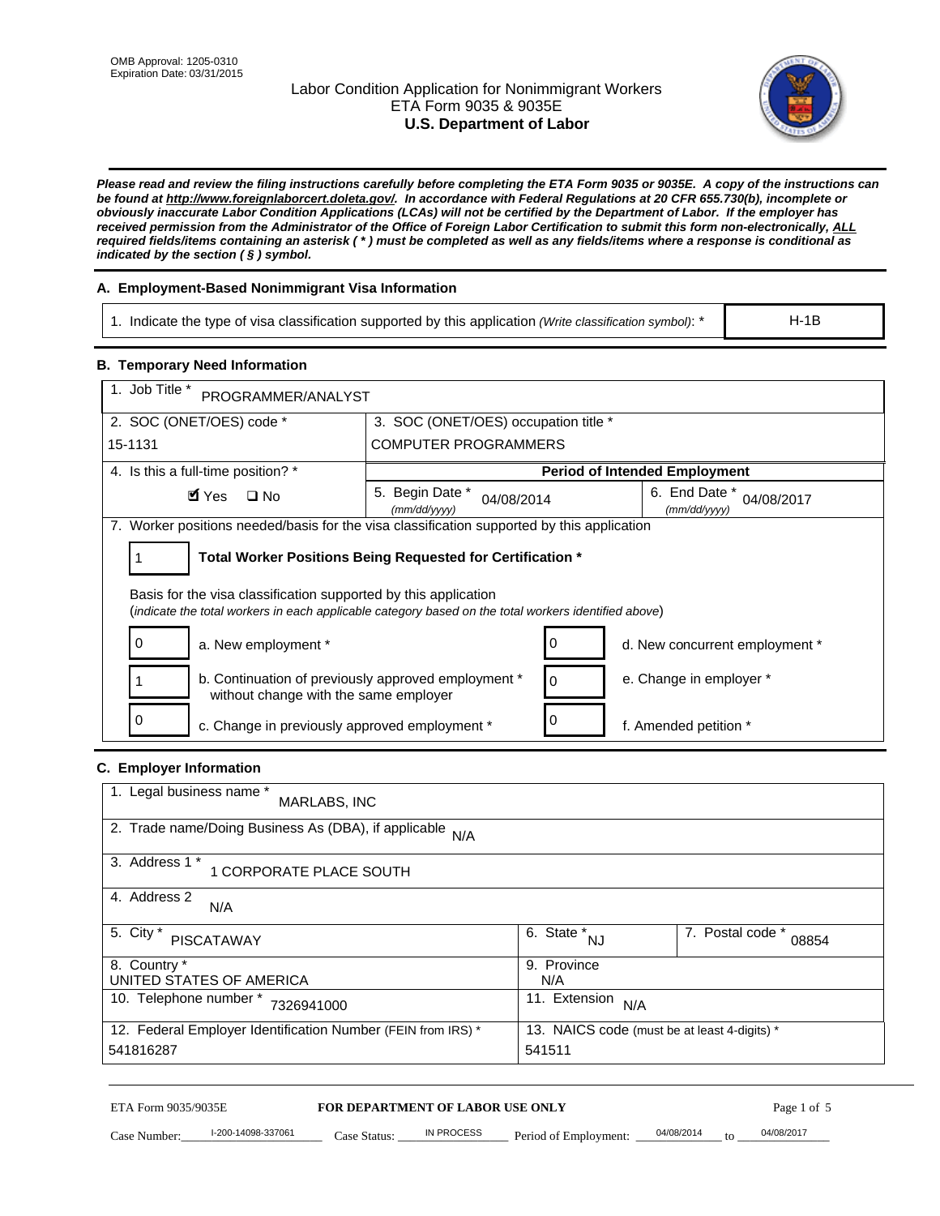OMB Approval: 1205-0310
Expiration Date: 03/31/2015

# Labor Condition Application for Nonimmigrant Workers
## ETA Form 9035 & 9035E
## U.S. Department of Labor

***Please read and review the filing instructions carefully before completing the ETA Form 9035 or 9035E. A copy of the instructions can be found at http://www.foreignlaborcert.doleta.gov/. In accordance with Federal Regulations at 20 CFR 655.730(b), incomplete or obviously inaccurate Labor Condition Applications (LCAs) will not be certified by the Department of Labor. If the employer has received permission from the Administrator of the Office of Foreign Labor Certification to submit this form non-electronically, ALL required fields/items containing an asterisk ( * ) must be completed as well as any fields/items where a response is conditional as indicated by the section ( § ) symbol.***

### A. Employment-Based Nonimmigrant Visa Information

| 1. Indicate the type of visa classification supported by this application *(Write classification symbol)*: * | H-1B |
|---|---|

### B. Temporary Need Information

| 1. Job Title * PROGRAMMER/ANALYST | | |
|---|---|---|
| 2. SOC (ONET/OES) code * 15-1131 | 3. SOC (ONET/OES) occupation title * COMPUTER PROGRAMMERS | |
| 4. Is this a full-time position? * | **Period of Intended Employment** | |
| ☑ Yes ☐ No | 5. Begin Date * *(mm/dd/yyyy)* 04/08/2014 | 6. End Date * *(mm/dd/yyyy)* 04/08/2017 |

7. Worker positions needed/basis for the visa classification supported by this application

**1 — Total Worker Positions Being Requested for Certification \***

Basis for the visa classification supported by this application
(*indicate the total workers in each applicable category based on the total workers identified above*)

| | | | |
|---|---|---|---|
| 0 | a. New employment * | 0 | d. New concurrent employment * |
| 1 | b. Continuation of previously approved employment * without change with the same employer | 0 | e. Change in employer * |
| 0 | c. Change in previously approved employment * | 0 | f. Amended petition * |

### C. Employer Information

| | | |
|---|---|---|
| 1. Legal business name * MARLABS, INC | | |
| 2. Trade name/Doing Business As (DBA), if applicable N/A | | |
| 3. Address 1 * 1 CORPORATE PLACE SOUTH | | |
| 4. Address 2 N/A | | |
| 5. City * PISCATAWAY | 6. State * NJ | 7. Postal code * 08854 |
| 8. Country * UNITED STATES OF AMERICA | 9. Province N/A | |
| 10. Telephone number * 7326941000 | 11. Extension N/A | |
| 12. Federal Employer Identification Number (FEIN from IRS) * 541816287 | 13. NAICS code (must be at least 4-digits) * 541511 | |

ETA Form 9035/9035E — **FOR DEPARTMENT OF LABOR USE ONLY**

Case Number: I-200-14098-337061 Case Status: IN PROCESS Period of Employment: 04/08/2014 to 04/08/2017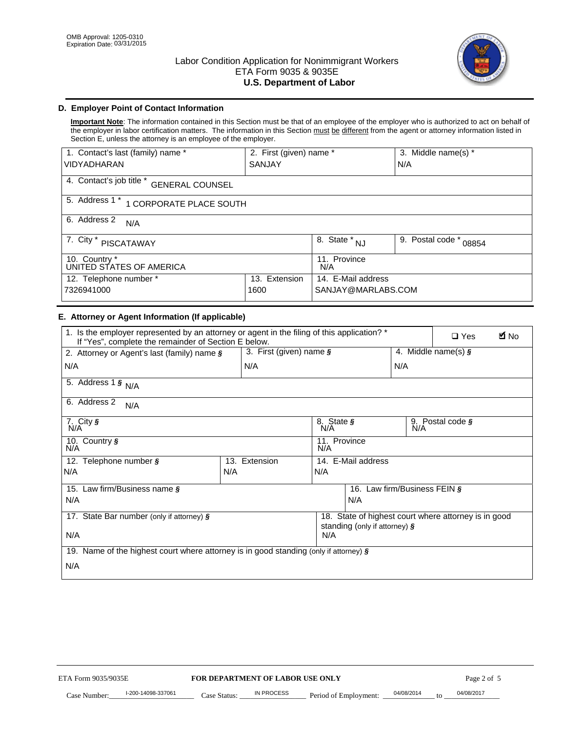OMB Approval: 1205-0310
Expiration Date: 03/31/2015

# Labor Condition Application for Nonimmigrant Workers
## ETA Form 9035 & 9035E
## U.S. Department of Labor

### D. Employer Point of Contact Information

**Important Note**: The information contained in this Section must be that of an employee of the employer who is authorized to act on behalf of the employer in labor certification matters. The information in this Section must be different from the agent or attorney information listed in Section E, unless the attorney is an employee of the employer.

| 1. Contact's last (family) name * | 2. First (given) name * | 3. Middle name(s) * |
|---|---|---|
| VIDYADHARAN | SANJAY | N/A |

| 4. Contact's job title * GENERAL COUNSEL |
|---|
| 5. Address 1 * 1 CORPORATE PLACE SOUTH |
| 6. Address 2 N/A |

| 7. City * PISCATAWAY | 8. State * NJ | 9. Postal code * 08854 |
|---|---|---|
| 10. Country * UNITED STATES OF AMERICA | 11. Province N/A | |

| 12. Telephone number * | 13. Extension | 14. E-Mail address |
|---|---|---|
| 7326941000 | 1600 | SANJAY@MARLABS.COM |

### E. Attorney or Agent Information (If applicable)

| 1. Is the employer represented by an attorney or agent in the filing of this application? * If "Yes", complete the remainder of Section E below. | ☐ Yes | ☑ No |
|---|---|---|

| 2. Attorney or Agent's last (family) name § | 3. First (given) name § | 4. Middle name(s) § |
|---|---|---|
| N/A | N/A | N/A |

| 5. Address 1 § N/A |
|---|
| 6. Address 2 N/A |

| 7. City § N/A | 8. State § N/A | 9. Postal code § N/A |
|---|---|---|
| 10. Country § N/A | 11. Province N/A | |

| 12. Telephone number § | 13. Extension | 14. E-Mail address |
|---|---|---|
| N/A | N/A | N/A |

| 15. Law firm/Business name § | 16. Law firm/Business FEIN § |
|---|---|
| N/A | N/A |

| 17. State Bar number (only if attorney) § | 18. State of highest court where attorney is in good standing (only if attorney) § |
|---|---|
| N/A | N/A |

| 19. Name of the highest court where attorney is in good standing (only if attorney) § |
|---|
| N/A |

ETA Form 9035/9035E **FOR DEPARTMENT OF LABOR USE ONLY**

Case Number: I-200-14098-337061 Case Status: IN PROCESS Period of Employment: 04/08/2014 to 04/08/2017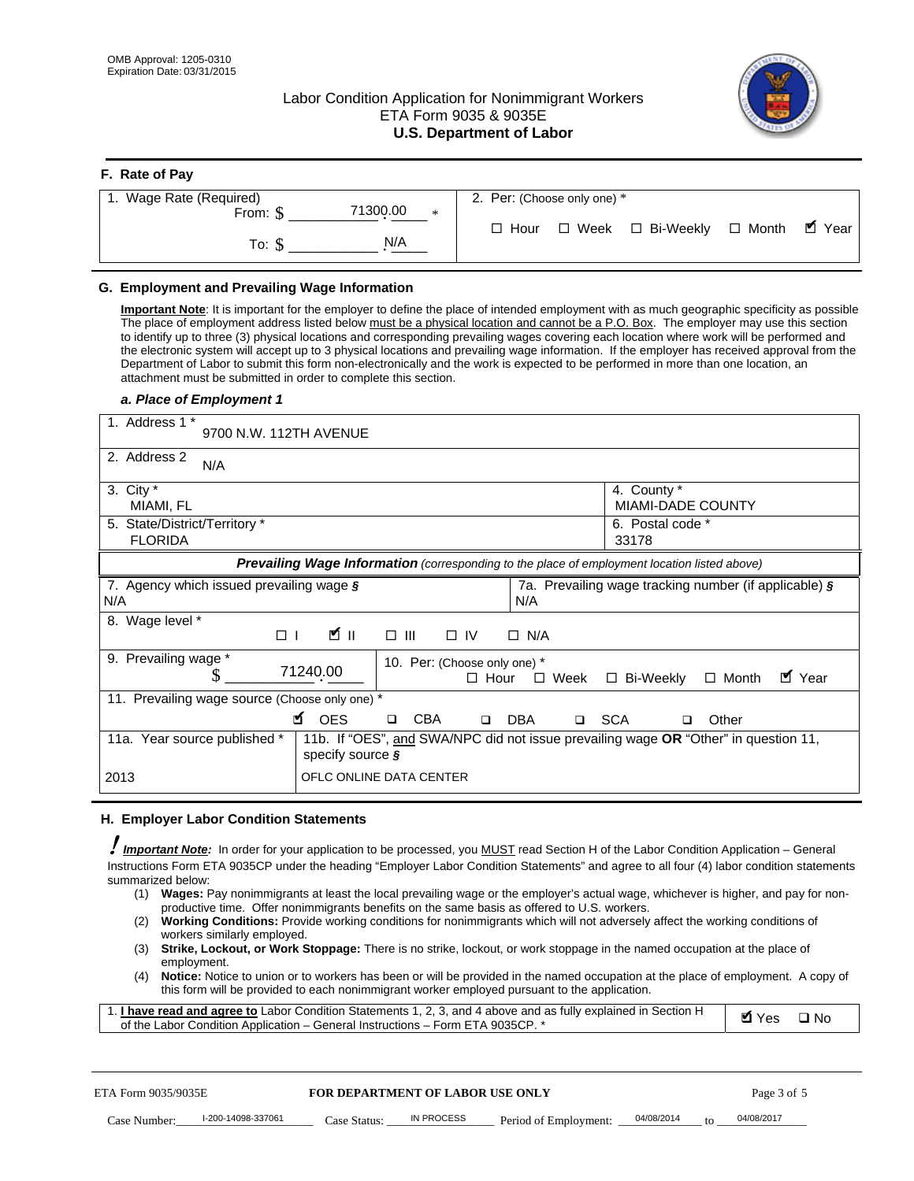OMB Approval: 1205-0310
Expiration Date: 03/31/2015

# Labor Condition Application for Nonimmigrant Workers
## ETA Form 9035 & 9035E
## U.S. Department of Labor

### F. Rate of Pay

| 1. Wage Rate (Required) | 2. Per: (Choose only one) * |
|---|---|
| From: $ 71300.00 * | ☐ Hour ☐ Week ☐ Bi-Weekly ☐ Month ☑ Year |
| To: $ N/A | |

### G. Employment and Prevailing Wage Information

**Important Note**: It is important for the employer to define the place of intended employment with as much geographic specificity as possible The place of employment address listed below must be a physical location and cannot be a P.O. Box. The employer may use this section to identify up to three (3) physical locations and corresponding prevailing wages covering each location where work will be performed and the electronic system will accept up to 3 physical locations and prevailing wage information. If the employer has received approval from the Department of Labor to submit this form non-electronically and the work is expected to be performed in more than one location, an attachment must be submitted in order to complete this section.

*a. Place of Employment 1*

| | |
|---|---|
| 1. Address 1 * 9700 N.W. 112TH AVENUE | |
| 2. Address 2 N/A | |
| 3. City * MIAMI, FL | 4. County * MIAMI-DADE COUNTY |
| 5. State/District/Territory * FLORIDA | 6. Postal code * 33178 |

***Prevailing Wage Information*** *(corresponding to the place of employment location listed above)*

| | |
|---|---|
| 7. Agency which issued prevailing wage § N/A | 7a. Prevailing wage tracking number (if applicable) § N/A |
| 8. Wage level * ☐ I ☑ II ☐ III ☐ IV ☐ N/A | |
| 9. Prevailing wage * $ 71240.00 | 10. Per: (Choose only one) * ☐ Hour ☐ Week ☐ Bi-Weekly ☐ Month ☑ Year |
| 11. Prevailing wage source (Choose only one) * ☑ OES ☐ CBA ☐ DBA ☐ SCA ☐ Other | |
| 11a. Year source published * 2013 | 11b. If "OES", and SWA/NPC did not issue prevailing wage OR "Other" in question 11, specify source § OFLC ONLINE DATA CENTER |

### H. Employer Labor Condition Statements

***Important Note:*** In order for your application to be processed, you MUST read Section H of the Labor Condition Application – General Instructions Form ETA 9035CP under the heading "Employer Labor Condition Statements" and agree to all four (4) labor condition statements summarized below:

(1) **Wages:** Pay nonimmigrants at least the local prevailing wage or the employer's actual wage, whichever is higher, and pay for non-productive time. Offer nonimmigrants benefits on the same basis as offered to U.S. workers.
(2) **Working Conditions:** Provide working conditions for nonimmigrants which will not adversely affect the working conditions of workers similarly employed.
(3) **Strike, Lockout, or Work Stoppage:** There is no strike, lockout, or work stoppage in the named occupation at the place of employment.
(4) **Notice:** Notice to union or to workers has been or will be provided in the named occupation at the place of employment. A copy of this form will be provided to each nonimmigrant worker employed pursuant to the application.

| | |
|---|---|
| 1. **I have read and agree to** Labor Condition Statements 1, 2, 3, and 4 above and as fully explained in Section H of the Labor Condition Application – General Instructions – Form ETA 9035CP. * | ☑ Yes ☐ No |

ETA Form 9035/9035E — **FOR DEPARTMENT OF LABOR USE ONLY**

Case Number: I-200-14098-337061 Case Status: IN PROCESS Period of Employment: 04/08/2014 to 04/08/2017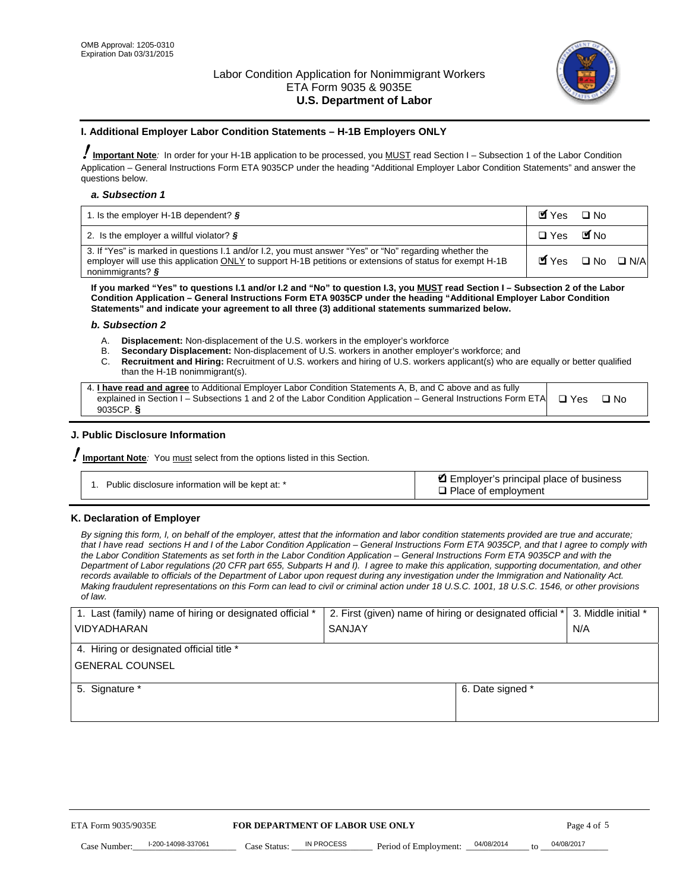OMB Approval: 1205-0310
Expiration Date 03/31/2015

Labor Condition Application for Nonimmigrant Workers
ETA Form 9035 & 9035E
**U.S. Department of Labor**

### I. Additional Employer Labor Condition Statements – H-1B Employers ONLY

**Important Note**: In order for your H-1B application to be processed, you MUST read Section I – Subsection 1 of the Labor Condition Application – General Instructions Form ETA 9035CP under the heading "Additional Employer Labor Condition Statements" and answer the questions below.

#### *a. Subsection 1*

| Question | Answer |
|---|---|
| 1. Is the employer H-1B dependent? § | ☑ Yes ☐ No |
| 2. Is the employer a willful violator? § | ☐ Yes ☑ No |
| 3. If "Yes" is marked in questions I.1 and/or I.2, you must answer "Yes" or "No" regarding whether the employer will use this application ONLY to support H-1B petitions or extensions of status for exempt H-1B nonimmigrants? § | ☑ Yes ☐ No ☐ N/A |

**If you marked "Yes" to questions I.1 and/or I.2 and "No" to question I.3, you MUST read Section I – Subsection 2 of the Labor Condition Application – General Instructions Form ETA 9035CP under the heading "Additional Employer Labor Condition Statements" and indicate your agreement to all three (3) additional statements summarized below.**

#### *b. Subsection 2*

A. **Displacement:** Non-displacement of the U.S. workers in the employer's workforce
B. **Secondary Displacement:** Non-displacement of U.S. workers in another employer's workforce; and
C. **Recruitment and Hiring:** Recruitment of U.S. workers and hiring of U.S. workers applicant(s) who are equally or better qualified than the H-1B nonimmigrant(s).

| Statement | Answer |
|---|---|
| 4. **I have read and agree** to Additional Employer Labor Condition Statements A, B, and C above and as fully explained in Section I – Subsections 1 and 2 of the Labor Condition Application – General Instructions Form ETA 9035CP. § | ☐ Yes ☐ No |

### J. Public Disclosure Information

**Important Note**: You must select from the options listed in this Section.

| Question | Answer |
|---|---|
| 1. Public disclosure information will be kept at: * | ☑ Employer's principal place of business<br>☐ Place of employment |

### K. Declaration of Employer

*By signing this form, I, on behalf of the employer, attest that the information and labor condition statements provided are true and accurate; that I have read sections H and I of the Labor Condition Application – General Instructions Form ETA 9035CP, and that I agree to comply with the Labor Condition Statements as set forth in the Labor Condition Application – General Instructions Form ETA 9035CP and with the Department of Labor regulations (20 CFR part 655, Subparts H and I). I agree to make this application, supporting documentation, and other records available to officials of the Department of Labor upon request during any investigation under the Immigration and Nationality Act. Making fraudulent representations on this Form can lead to civil or criminal action under 18 U.S.C. 1001, 18 U.S.C. 1546, or other provisions of law.*

| 1. Last (family) name of hiring or designated official * | 2. First (given) name of hiring or designated official * | 3. Middle initial * |
|---|---|---|
| VIDYADHARAN | SANJAY | N/A |
| 4. Hiring or designated official title * | | |
| GENERAL COUNSEL | | |
| 5. Signature * | 6. Date signed * | |
| | | |

ETA Form 9035/9035E — **FOR DEPARTMENT OF LABOR USE ONLY**

Case Number: I-200-14098-337061 Case Status: IN PROCESS Period of Employment: 04/08/2014 to 04/08/2017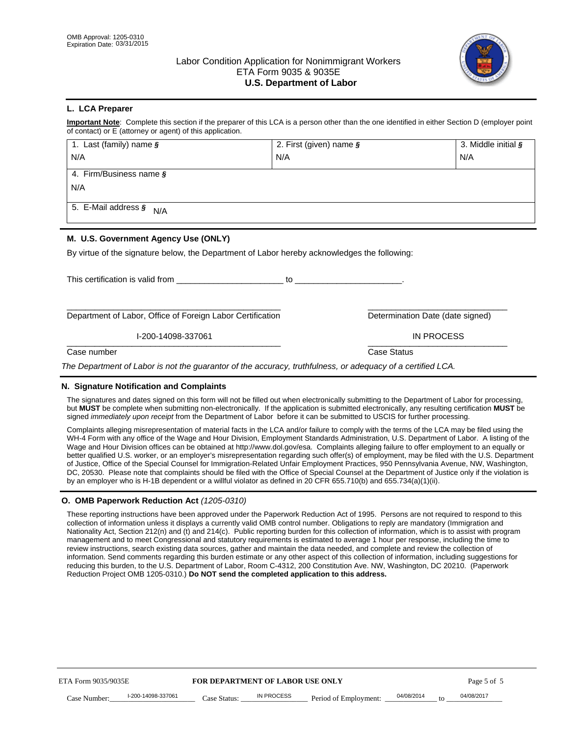OMB Approval: 1205-0310
Expiration Date: 03/31/2015

# Labor Condition Application for Nonimmigrant Workers
ETA Form 9035 & 9035E
**U.S. Department of Labor**

## L. LCA Preparer

**Important Note**: Complete this section if the preparer of this LCA is a person other than the one identified in either Section D (employer point of contact) or E (attorney or agent) of this application.

| 1. Last (family) name § | 2. First (given) name § | 3. Middle initial § |
|---|---|---|
| N/A | N/A | N/A |

4. Firm/Business name §
N/A

5. E-Mail address § N/A

## M. U.S. Government Agency Use (ONLY)

By virtue of the signature below, the Department of Labor hereby acknowledges the following:

This certification is valid from _______________________ to _______________________.

_______________________________________________ Department of Labor, Office of Foreign Labor Certification

_______________________________ Determination Date (date signed)

I-200-14098-337061
Case number

IN PROCESS
Case Status

*The Department of Labor is not the guarantor of the accuracy, truthfulness, or adequacy of a certified LCA.*

## N. Signature Notification and Complaints

The signatures and dates signed on this form will not be filled out when electronically submitting to the Department of Labor for processing, but **MUST** be complete when submitting non-electronically. If the application is submitted electronically, any resulting certification **MUST** be signed *immediately upon receipt* from the Department of Labor before it can be submitted to USCIS for further processing.

Complaints alleging misrepresentation of material facts in the LCA and/or failure to comply with the terms of the LCA may be filed using the WH-4 Form with any office of the Wage and Hour Division, Employment Standards Administration, U.S. Department of Labor. A listing of the Wage and Hour Division offices can be obtained at http://www.dol.gov/esa. Complaints alleging failure to offer employment to an equally or better qualified U.S. worker, or an employer's misrepresentation regarding such offer(s) of employment, may be filed with the U.S. Department of Justice, Office of the Special Counsel for Immigration-Related Unfair Employment Practices, 950 Pennsylvania Avenue, NW, Washington, DC, 20530. Please note that complaints should be filed with the Office of Special Counsel at the Department of Justice only if the violation is by an employer who is H-1B dependent or a willful violator as defined in 20 CFR 655.710(b) and 655.734(a)(1)(ii).

## O. OMB Paperwork Reduction Act *(1205-0310)*

These reporting instructions have been approved under the Paperwork Reduction Act of 1995. Persons are not required to respond to this collection of information unless it displays a currently valid OMB control number. Obligations to reply are mandatory (Immigration and Nationality Act, Section 212(n) and (t) and 214(c). Public reporting burden for this collection of information, which is to assist with program management and to meet Congressional and statutory requirements is estimated to average 1 hour per response, including the time to review instructions, search existing data sources, gather and maintain the data needed, and complete and review the collection of information. Send comments regarding this burden estimate or any other aspect of this collection of information, including suggestions for reducing this burden, to the U.S. Department of Labor, Room C-4312, 200 Constitution Ave. NW, Washington, DC 20210. (Paperwork Reduction Project OMB 1205-0310.) **Do NOT send the completed application to this address.**

ETA Form 9035/9035E **FOR DEPARTMENT OF LABOR USE ONLY**

Case Number: I-200-14098-337061 Case Status: IN PROCESS Period of Employment: 04/08/2014 to 04/08/2017